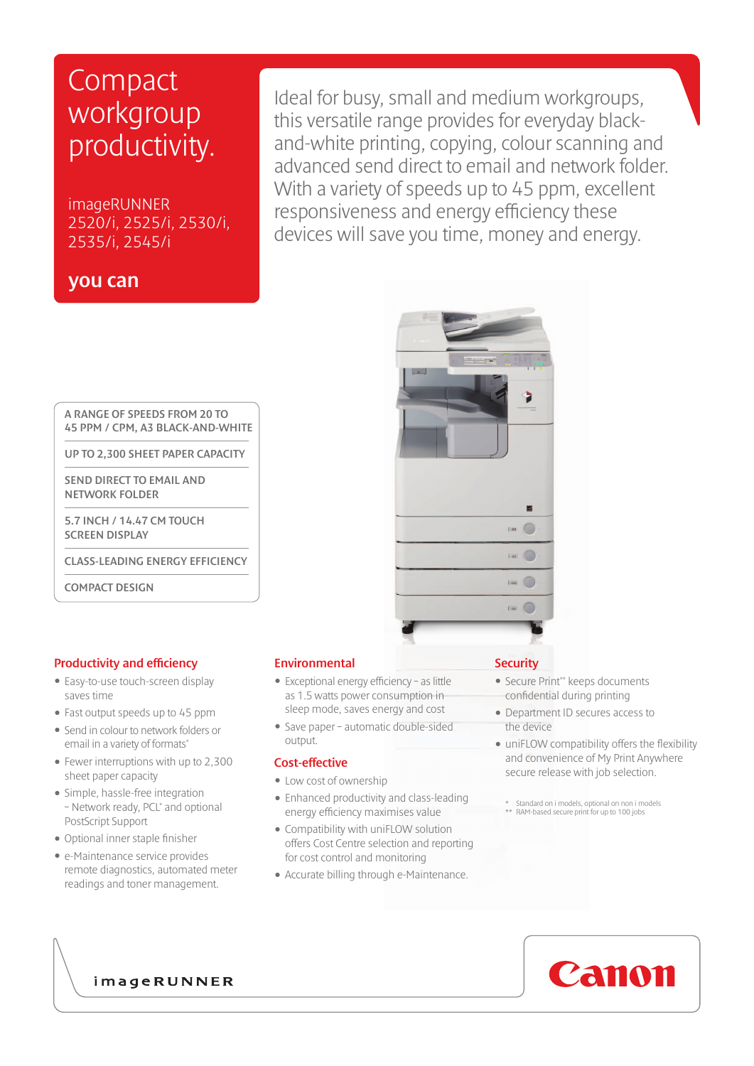# Compact workgroup productivity.

imageRUNNER 2520/i, 2525/i, 2530/i, 2535/i, 2545/i

**you can**

Ideal for busy, small and medium workgroups, this versatile range provides for everyday black-and-white printing, copying, colour scanning and advanced send direct to email and network folder. With a variety of speeds up to 45 ppm, excellent responsiveness and energy efficiency these devices will save you time, money and energy.

- A RANGE OF SPEEDS FROM 20 TO 45 PPM / CPM, A3 BLACK-AND-WHITE
- UP TO 2,300 SHEET PAPER CAPACITY
- SEND DIRECT TO EMAIL AND NETWORK FOLDER
- 5.7 INCH / 14.47 CM TOUCH SCREEN DISPLAY
- CLASS-LEADING ENERGY EFFICIENCY
- COMPACT DESIGN

## Productivity and efficiency

- Easy-to-use touch-screen display saves time
- Fast output speeds up to 45 ppm
- Send in colour to network folders or email in a variety of formats*
- Fewer interruptions with up to 2,300 sheet paper capacity
- Simple, hassle-free integration – Network ready, PCL* and optional PostScript Support
- Optional inner staple finisher
- e-Maintenance service provides remote diagnostics, automated meter readings and toner management.

## Environmental

- Exceptional energy efficiency – as little as 1.5 watts power consumption in sleep mode, saves energy and cost
- Save paper – automatic double-sided output.

## Cost-effective

- Low cost of ownership
- Enhanced productivity and class-leading energy efficiency maximises value
- Compatibility with uniFLOW solution offers Cost Centre selection and reporting for cost control and monitoring
- Accurate billing through e-Maintenance.

## Security

- Secure Print** keeps documents confidential during printing
- Department ID secures access to the device
- uniFLOW compatibility offers the flexibility and convenience of My Print Anywhere secure release with job selection.

\* Standard on i models, optional on non i models
\*\* RAM-based secure print for up to 100 jobs

imageRUNNER

Canon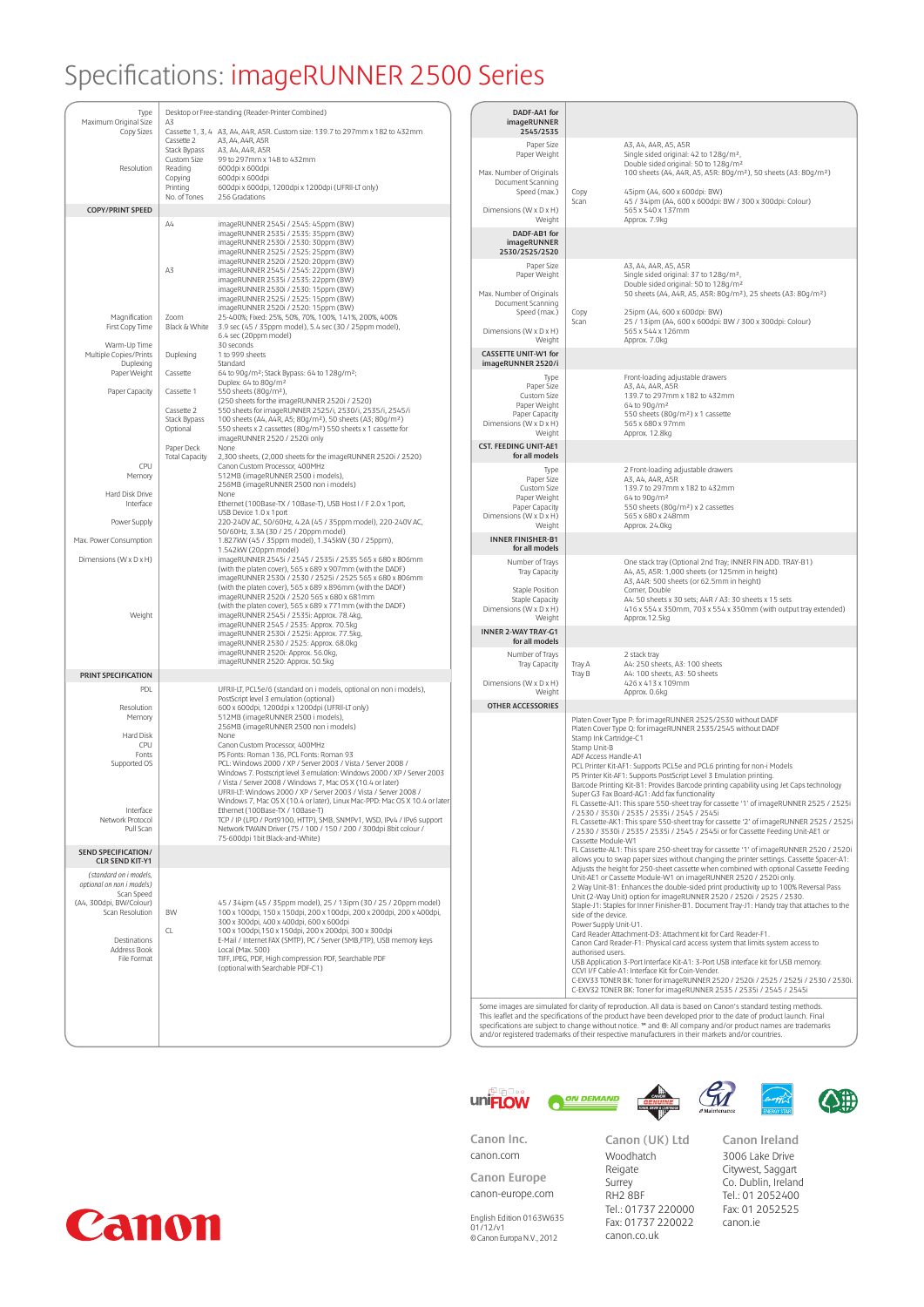# Specifications: imageRUNNER 2500 Series

| | | |
|---|---|---|
| Type | | Desktop or Free-standing (Reader-Printer Combined) |
| Maximum Original Size | | A3 |
| Copy Sizes | Cassette 1, 3, 4 | A3, A4, A4R, A5R. Custom size: 139.7 to 297mm x 182 to 432mm |
| | Cassette 2 | A3, A4, A4R, A5R |
| | Stack Bypass | A3, A4, A4R, A5R |
| | Custom Size | 99 to 297mm x 148 to 432mm |
| Resolution | Reading | 600dpi x 600dpi |
| | Copying | 600dpi x 600dpi |
| | Printing | 600dpi x 600dpi, 1200dpi x 1200dpi (UFRII-LT only) |
| | No. of Tones | 256 Gradations |
| **COPY/PRINT SPEED** | | |
| | A4 | imageRUNNER 2545i / 2545: 45ppm (BW)<br>imageRUNNER 2535i / 2535: 35ppm (BW)<br>imageRUNNER 2530i / 2530: 30ppm (BW)<br>imageRUNNER 2525i / 2525: 25ppm (BW)<br>imageRUNNER 2520i / 2520: 20ppm (BW) |
| | A3 | imageRUNNER 2545i / 2545: 22ppm (BW)<br>imageRUNNER 2535i / 2535: 22ppm (BW)<br>imageRUNNER 2530i / 2530: 15ppm (BW)<br>imageRUNNER 2525i / 2525: 15ppm (BW)<br>imageRUNNER 2520i / 2520: 15ppm (BW) |
| Magnification | Zoom | 25-400%; Fixed: 25%, 50%, 70%, 100%, 141%, 200%, 400% |
| First Copy Time | Black & White | 3.9 sec (45 / 35ppm model), 5.4 sec (30 / 25ppm model), 6.4 sec (20ppm model) |
| Warm-Up Time | | 30 seconds |
| Multiple Copies/Prints | | 1 to 999 sheets |
| | Duplexing | Standard |
| Duplexing | | |
| Paper Weight | Cassette | 64 to 90g/m²; Stack Bypass: 64 to 128g/m²; Duplex: 64 to 80g/m² |
| Paper Capacity | Cassette 1 | 550 sheets (80g/m²), (250 sheets for the imageRUNNER 2520i / 2520) |
| | Cassette 2 | 550 sheets for imageRUNNER 2525/i, 2530/i, 2535/i, 2545/i |
| | Stack Bypass | 100 sheets (A4, A4R, A5; 80g/m²), 50 sheets (A3; 80g/m²) |
| | Optional | 550 sheets x 2 cassettes (80g/m²) 550 sheets x 1 cassette for imageRUNNER 2520 / 2520i only |
| | Paper Deck | None |
| | Total Capacity | 2,300 sheets, (2,000 sheets for the imageRUNNER 2520i / 2520) |
| CPU | | Canon Custom Processor, 400MHz |
| Memory | | 512MB (imageRUNNER 2500 i models), 256MB (imageRUNNER 2500 non i models) |
| Hard Disk Drive | | None |
| Interface | | Ethernet (100Base-TX / 10Base-T), USB Host I / F 2.0 x 1port, USB Device 1.0 x 1port |
| Power Supply | | 220-240V AC, 50/60Hz, 4.2A (45 / 35ppm model), 220-240V AC, 50/60Hz, 3.3A (30 / 25 / 20ppm model) |
| Max. Power Consumption | | 1.827kW (45 / 35ppm model), 1.345kW (30 / 25ppm), 1.542kW (20ppm model) |
| Dimensions (W x D x H) | | imageRUNNER 2545i / 2545 / 2535i / 2535 565 x 680 x 806mm (with the platen cover), 565 x 689 x 907mm (with the DADF)<br>imageRUNNER 2530i / 2530 / 2525i / 2525 565 x 680 x 806mm (with the platen cover), 565 x 689 x 896mm (with the DADF)<br>imageRUNNER 2520i / 2520 565 x 680 x 681mm (with the platen cover), 565 x 689 x 771mm (with the DADF) |
| Weight | | imageRUNNER 2545i / 2535i: Approx. 78.4kg,<br>imageRUNNER 2545 / 2535: Approx. 70.5kg<br>imageRUNNER 2530i / 2525i: Approx. 77.5kg,<br>imageRUNNER 2530 / 2525: Approx. 68.0kg<br>imageRUNNER 2520i: Approx. 56.0kg,<br>imageRUNNER 2520: Approx. 50.5kg |
| **PRINT SPECIFICATION** | | |
| PDL | | UFRII-LT, PCL5e/6 (standard on i models, optional on non i models), PostScript level 3 emulation (optional) |
| Resolution | | 600 x 600dpi, 1200dpi x 1200dpi (UFRII-LT only) |
| Memory | | 512MB (imageRUNNER 2500 i models), 256MB (imageRUNNER 2500 non i models) |
| Hard Disk | | None |
| CPU | | Canon Custom Processor, 400MHz |
| Fonts | | PS Fonts: Roman 136, PCL Fonts: Roman 93 |
| Supported OS | | PCL: Windows 2000 / XP / Server 2003 / Vista / Server 2008 / Windows 7. Postscript level 3 emulation: Windows 2000 / XP / Server 2003 / Vista / Server 2008 / Windows 7, Mac OS X (10.4 or later)<br>UFRII-LT: Windows 2000 / XP / Server 2003 / Vista / Server 2008 / Windows 7, Mac OS X (10.4 or later), Linux Mac-PPD: Mac OS X 10.4 or later |
| Interface | | Ethernet (100Base-TX / 10Base-T) |
| Network Protocol | | TCP / IP (LPD / Port9100, HTTP), SMB, SNMPv1, WSD, IPv4 / IPv6 support |
| Pull Scan | | Network TWAIN Driver (75 / 100 / 150 / 200 / 300dpi 8bit colour / 75-600dpi 1bit Black-and-White) |
| **SEND SPECIFICATION/ CLR SEND KIT-Y1** | | |
| *(standard on i models, optional on non i models)* | | |
| Scan Speed (A4, 300dpi, BW/Colour) | | 45 / 34ipm (45 / 35ppm model), 25 / 13ipm (30 / 25 / 20ppm model) |
| Scan Resolution | BW | 100 x 100dpi, 150 x 150dpi, 200 x 100dpi, 200 x 200dpi, 200 x 400dpi, 300 x 300dpi, 400 x 400dpi, 600 x 600dpi |
| | CL | 100 x 100dpi, 150 x 150dpi, 200 x 200dpi, 300 x 300dpi |
| Destinations | | E-Mail / Internet FAX (SMTP), PC / Server (SMB, FTP), USB memory keys |
| Address Book | | Local (Max. 500) |
| File Format | | TIFF, JPEG, PDF, High compression PDF, Searchable PDF (optional with Searchable PDF-C1) |

| | | |
|---|---|---|
| **DADF-AA1 for imageRUNNER 2545/2535** | | |
| Paper Size | | A3, A4, A4R, A5, A5R |
| Paper Weight | | Single sided original: 42 to 128g/m², Double sided original: 50 to 128g/m² |
| Max. Number of Originals | | 100 sheets (A4, A4R, A5, A5R: 80g/m²), 50 sheets (A3: 80g/m²) |
| Document Scanning Speed (max.) | Copy | 45ipm (A4, 600 x 600dpi: BW) |
| | Scan | 45 / 34ipm (A4, 600 x 600dpi: BW / 300 x 300dpi: Colour) |
| Dimensions (W x D x H) | | 565 x 540 x 137mm |
| Weight | | Approx. 7.9kg |
| **DADF-AB1 for imageRUNNER 2530/2525/2520** | | |
| Paper Size | | A3, A4, A4R, A5, A5R |
| Paper Weight | | Single sided original: 37 to 128g/m², Double sided original: 50 to 128g/m² |
| Max. Number of Originals | | 50 sheets (A4, A4R, A5, A5R: 80g/m²), 25 sheets (A3: 80g/m²) |
| Document Scanning Speed (max.) | Copy | 25ipm (A4, 600 x 600dpi: BW) |
| | Scan | 25 / 13ipm (A4, 600 x 600dpi: BW / 300 x 300dpi: Colour) |
| Dimensions (W x D x H) | | 565 x 544 x 126mm |
| Weight | | Approx. 7.0kg |
| **CASSETTE UNIT-W1 for imageRUNNER 2520/i** | | |
| Type | | Front-loading adjustable drawers |
| Paper Size | | A3, A4, A4R, A5R |
| Custom Size | | 139.7 to 297mm x 182 to 432mm |
| Paper Weight | | 64 to 90g/m² |
| Paper Capacity | | 550 sheets (80g/m²) x 1 cassette |
| Dimensions (W x D x H) | | 565 x 680 x 97mm |
| Weight | | Approx. 12.8kg |
| **CST. FEEDING UNIT-AE1 for all models** | | |
| Type | | 2 Front-loading adjustable drawers |
| Paper Size | | A3, A4, A4R, A5R |
| Custom Size | | 139.7 to 297mm x 182 to 432mm |
| Paper Weight | | 64 to 90g/m² |
| Paper Capacity | | 550 sheets (80g/m²) x 2 cassettes |
| Dimensions (W x D x H) | | 565 x 680 x 248mm |
| Weight | | Approx. 24.0kg |
| **INNER FINISHER-B1 for all models** | | |
| Number of Trays | | One stack tray (Optional 2nd Tray; INNER FIN ADD. TRAY-B1) |
| Tray Capacity | | A4, A5, A5R: 1,000 sheets (or 125mm in height)<br>A3, A4R: 500 sheets (or 62.5mm in height) |
| Staple Position | | Corner, Double |
| Staple Capacity | | A4: 50 sheets x 30 sets; A4R / A3: 30 sheets x 15 sets |
| Dimensions (W x D x H) | | 416 x 554 x 350mm, 703 x 554 x 350mm (with output tray extended) |
| Weight | | Approx.12.5kg |
| **INNER 2-WAY TRAY-G1 for all models** | | |
| Number of Trays | | 2 stack tray |
| Tray Capacity | Tray A | A4: 250 sheets, A3: 100 sheets |
| | Tray B | A4: 100 sheets, A3: 50 sheets |
| Dimensions (W x D x H) | | 426 x 413 x 109mm |
| Weight | | Approx. 0.6kg |
| **OTHER ACCESSORIES** | | |

Platen Cover Type P: for imageRUNNER 2525/2530 without DADF
Platen Cover Type Q: for imageRUNNER 2535/2545 without DADF
Stamp Ink Cartridge-C1
Stamp Unit-B
ADF Access Handle-A1
PCL Printer Kit-AF1: Supports PCL5e and PCL6 printing for non-i Models
PS Printer Kit-AF1: Supports PostScript Level 3 Emulation printing.
Barcode Printing Kit-B1: Provides Barcode printing capability using Jet Caps technology
Super G3 Fax Board-AG1: Add fax functionality
FL Cassette-AJ1: This spare 550-sheet tray for cassette '1' of imageRUNNER 2525 / 2525i / 2530 / 2530i / 2535 / 2535i / 2545 / 2545i
FL Cassette-AK1: This spare 550-sheet tray for cassette '2' of imageRUNNER 2525 / 2525i / 2530 / 2530i / 2535 / 2535i / 2545 / 2545i or Cassette Feeding Unit-AE1 or Cassette Module-W1
FL Cassette-AL1: This spare 250-sheet tray for cassette '1' of imageRUNNER 2520 / 2520i allows you to swap paper sizes without changing the printer settings. Cassette Spacer-A1: Adjusts the height for 250-sheet cassette when combined with optional Cassette Feeding Unit-AE1 or Cassette Module-W1 on imageRUNNER 2520 / 2520i only.
2 Way Unit-B1: Enhances the double-sided print productivity up to 100% Reversal Pass Unit (2-Way Unit) option for imageRUNNER 2520 / 2520i / 2525 / 2530.
Staple-J1: Staples for Inner Finisher-B1. Document Tray-J1: Handy tray that attaches to the side of the device.
Power Supply Unit-U1.
Card Reader Attachment-D3: Attachment kit for Card Reader-F1.
Canon Card Reader-F1: Physical card access system that limits system access to authorised users.
USB Application 3-Port Interface Kit-A1: 3-Port USB interface kit for USB memory.
CCVI I/F Cable-A1: Interface Kit for Coin-Vender.
C-EXV33 TONER BK: Toner for imageRUNNER 2520 / 2520i / 2525 / 2525i / 2530 / 2530i.
C-EXV32 TONER BK: Toner for imageRUNNER 2535 / 2535i / 2545 / 2545i

Some images are simulated for clarity of reproduction. All data is based on Canon's standard testing methods. This leaflet and the specifications of the product have been developed prior to the date of product launch. Final specifications are subject to change without notice. ™ and ®: All company and/or product names are trademarks and/or registered trademarks of their respective manufacturers in their markets and/or countries.

**Canon Inc.**
canon.com

**Canon Europe**
canon-europe.com

English Edition 0163W635
01/12/v1
© Canon Europa N.V., 2012

**Canon (UK) Ltd**
Woodhatch
Reigate
Surrey
RH2 8BF
Tel.: 01737 220000
Fax: 01737 220022
canon.co.uk

**Canon Ireland**
3006 Lake Drive
Citywest, Saggart
Co. Dublin, Ireland
Tel.: 01 2052400
Fax: 01 2052525
canon.ie